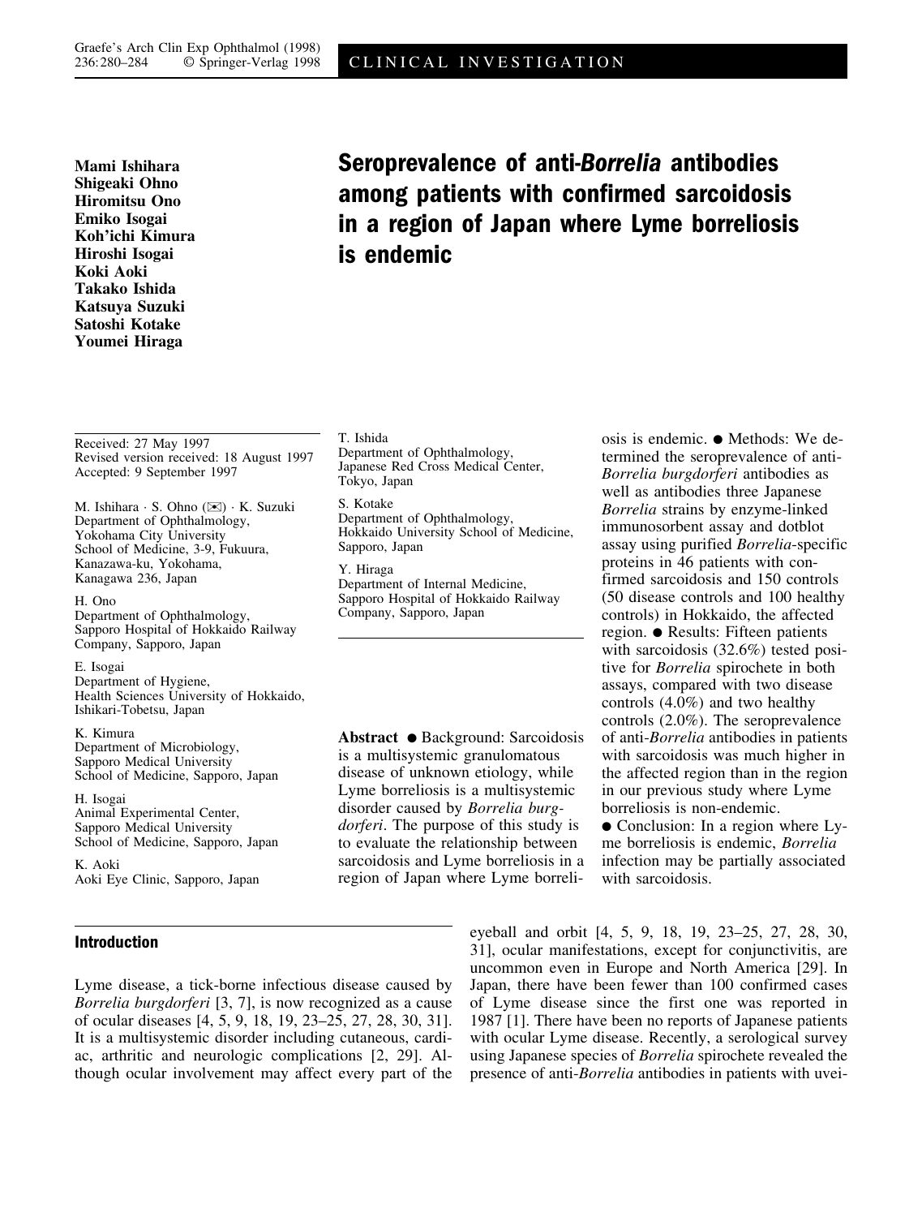# Seroprevalence of anti-*Borrelia* antibodies among patients with confirmed sarcoidosis in a region of Japan where Lyme borreliosis is endemic

**Mami Ishihara**
**Shigeaki Ohno**
**Hiromitsu Ono**
**Emiko Isogai**
**Koh'ichi Kimura**
**Hiroshi Isogai**
**Koki Aoki**
**Takako Ishida**
**Katsuya Suzuki**
**Satoshi Kotake**
**Youmei Hiraga**

Received: 27 May 1997
Revised version received: 18 August 1997
Accepted: 9 September 1997

M. Ishihara · S. Ohno (✉) · K. Suzuki
Department of Ophthalmology,
Yokohama City University
School of Medicine, 3-9, Fukuura,
Kanazawa-ku, Yokohama,
Kanagawa 236, Japan

H. Ono
Department of Ophthalmology,
Sapporo Hospital of Hokkaido Railway
Company, Sapporo, Japan

E. Isogai
Department of Hygiene,
Health Sciences University of Hokkaido,
Ishikari-Tobetsu, Japan

K. Kimura
Department of Microbiology,
Sapporo Medical University
School of Medicine, Sapporo, Japan

H. Isogai
Animal Experimental Center,
Sapporo Medical University
School of Medicine, Sapporo, Japan

K. Aoki
Aoki Eye Clinic, Sapporo, Japan

T. Ishida
Department of Ophthalmology,
Japanese Red Cross Medical Center,
Tokyo, Japan

S. Kotake
Department of Ophthalmology,
Hokkaido University School of Medicine,
Sapporo, Japan

Y. Hiraga
Department of Internal Medicine,
Sapporo Hospital of Hokkaido Railway
Company, Sapporo, Japan

**Abstract** ● Background: Sarcoidosis is a multisystemic granulomatous disease of unknown etiology, while Lyme borreliosis is a multisystemic disorder caused by *Borrelia burgdorferi*. The purpose of this study is to evaluate the relationship between sarcoidosis and Lyme borreliosis in a region of Japan where Lyme borreliosis is endemic. ● Methods: We determined the seroprevalence of anti-*Borrelia burgdorferi* antibodies as well as antibodies three Japanese *Borrelia* strains by enzyme-linked immunosorbent assay and dotblot assay using purified *Borrelia*-specific proteins in 46 patients with confirmed sarcoidosis and 150 controls (50 disease controls and 100 healthy controls) in Hokkaido, the affected region. ● Results: Fifteen patients with sarcoidosis (32.6%) tested positive for *Borrelia* spirochete in both assays, compared with two disease controls (4.0%) and two healthy controls (2.0%). The seroprevalence of anti-*Borrelia* antibodies in patients with sarcoidosis was much higher in the affected region than in the region in our previous study where Lyme borreliosis is non-endemic.
● Conclusion: In a region where Lyme borreliosis is endemic, *Borrelia* infection may be partially associated with sarcoidosis.

## Introduction

Lyme disease, a tick-borne infectious disease caused by *Borrelia burgdorferi* [3, 7], is now recognized as a cause of ocular diseases [4, 5, 9, 18, 19, 23–25, 27, 28, 30, 31]. It is a multisystemic disorder including cutaneous, cardiac, arthritic and neurologic complications [2, 29]. Although ocular involvement may affect every part of the eyeball and orbit [4, 5, 9, 18, 19, 23–25, 27, 28, 30, 31], ocular manifestations, except for conjunctivitis, are uncommon even in Europe and North America [29]. In Japan, there have been fewer than 100 confirmed cases of Lyme disease since the first one was reported in 1987 [1]. There have been no reports of Japanese patients with ocular Lyme disease. Recently, a serological survey using Japanese species of *Borrelia* spirochete revealed the presence of anti-*Borrelia* antibodies in patients with uvei-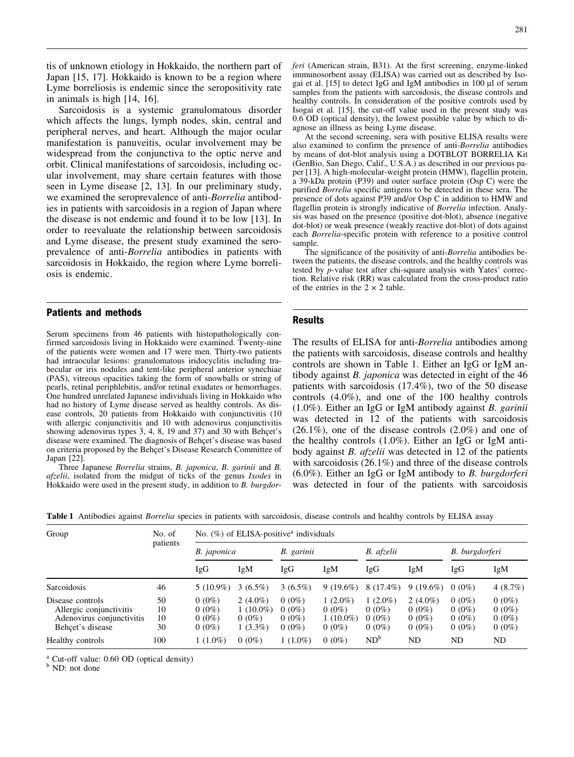tis of unknown etiology in Hokkaido, the northern part of Japan [15, 17]. Hokkaido is known to be a region where Lyme borreliosis is endemic since the seropositivity rate in animals is high [14, 16].

Sarcoidosis is a systemic granulomatous disorder which affects the lungs, lymph nodes, skin, central and peripheral nerves, and heart. Although the major ocular manifestation is panuveitis, ocular involvement may be widespread from the conjunctiva to the optic nerve and orbit. Clinical manifestations of sarcoidosis, including ocular involvement, may share certain features with those seen in Lyme disease [2, 13]. In our preliminary study, we examined the seroprevalence of anti-*Borrelia* antibodies in patients with sarcoidosis in a region of Japan where the disease is not endemic and found it to be low [13]. In order to reevaluate the relationship between sarcoidosis and Lyme disease, the present study examined the seroprevalence of anti-*Borrelia* antibodies in patients with sarcoidosis in Hokkaido, the region where Lyme borreliosis is endemic.

## Patients and methods

Serum specimens from 46 patients with histopathologically confirmed sarcoidosis living in Hokkaido were examined. Twenty-nine of the patients were women and 17 were men. Thirty-two patients had intraocular lesions: granulomatous iridocyclitis including trabecular or iris nodules and tent-like peripheral anterior synechiae (PAS), vitreous opacities taking the form of snowballs or string of pearls, retinal periphlebitis, and/or retinal exudates or hemorrhages. One hundred unrelated Japanese individuals living in Hokkaido who had no history of Lyme disease served as healthy controls. As disease controls, 20 patients from Hokkaido with conjunctivitis (10 with allergic conjunctivitis and 10 with adenovirus conjunctivitis showing adenovirus types 3, 4, 8, 19 and 37) and 30 with Behçet's disease were examined. The diagnosis of Behçet's disease was based on criteria proposed by the Behçet's Disease Research Committee of Japan [22].

Three Japanese *Borrelia* strains, *B. japonica*, *B. garinii* and *B. afzelii*, isolated from the midgut of ticks of the genus *Ixodes* in Hokkaido were used in the present study, in addition to *B. burgdorferi* (American strain, B31). At the first screening, enzyme-linked immunosorbent assay (ELISA) was carried out as described by Isogai et al. [15] to detect IgG and IgM antibodies in 100 µl of serum samples from the patients with sarcoidosis, the disease controls and healthy controls. In consideration of the positive controls used by Isogai et al. [15], the cut-off value used in the present study was 0.6 OD (optical density), the lowest possible value by which to diagnose an illness as being Lyme disease.

At the second screening, sera with positive ELISA results were also examined to confirm the presence of anti-*Borrelia* antibodies by means of dot-blot analysis using a DOTBLOT BORRELIA Kit (GenBio, San Diego, Calif., U.S.A.) as described in our previous paper [13]. A high-molecular-weight protein (HMW), flagellin protein, a 39-kDa protein (P39) and outer surface protein (Osp C) were the purified *Borrelia* specific antigens to be detected in these sera. The presence of dots against P39 and/or Osp C in addition to HMW and flagellin protein is strongly indicative of *Borrelia* infection. Analysis was based on the presence (positive dot-blot), absence (negative dot-blot) or weak presence (weakly reactive dot-blot) of dots against each *Borrelia*-specific protein with reference to a positive control sample.

The significance of the positivity of anti-*Borrelia* antibodies between the patients, the disease controls, and the healthy controls was tested by *p*-value test after chi-square analysis with Yates' correction. Relative risk (RR) was calculated from the cross-product ratio of the entries in the $2 \times 2$ table.

## Results

The results of ELISA for anti-*Borrelia* antibodies among the patients with sarcoidosis, disease controls and healthy controls are shown in Table 1. Either an IgG or IgM antibody against *B. japonica* was detected in eight of the 46 patients with sarcoidosis (17.4%), two of the 50 disease controls (4.0%), and one of the 100 healthy controls (1.0%). Either an IgG or IgM antibody against *B. garinii* was detected in 12 of the patients with sarcoidosis (26.1%), one of the disease controls (2.0%) and one of the healthy controls (1.0%). Either an IgG or IgM antibody against *B. afzelii* was detected in 12 of the patients with sarcoidosis (26.1%) and three of the disease controls (6.0%). Either an IgG or IgM antibody to *B. burgdorferi* was detected in four of the patients with sarcoidosis

**Table 1** Antibodies against *Borrelia* species in patients with sarcoidosis, disease controls and healthy controls by ELISA assay

| Group | No. of patients | No. (%) of ELISA-positive[a] individuals | | | | | | | |
|---|---|---|---|---|---|---|---|---|---|
| | | *B. japonica* | | *B. garinii* | | *B. afzelii* | | *B. burgdorferi* | |
| | | IgG | IgM | IgG | IgM | IgG | IgM | IgG | IgM |
| Sarcoidosis | 46 | 5 (10.9%) | 3 (6.5%) | 3 (6.5%) | 9 (19.6%) | 8 (17.4%) | 9 (19.6%) | 0 (0%) | 4 (8.7%) |
| Disease controls | 50 | 0 (0%) | 2 (4.0%) | 0 (0%) | 1 (2.0%) | 1 (2.0%) | 2 (4.0%) | 0 (0%) | 0 (0%) |
| Allergic conjunctivitis | 10 | 0 (0%) | 1 (10.0%) | 0 (0%) | 0 (0%) | 0 (0%) | 0 (0%) | 0 (0%) | 0 (0%) |
| Adenovirus conjunctivitis | 10 | 0 (0%) | 0 (0%) | 0 (0%) | 1 (10.0%) | 0 (0%) | 0 (0%) | 0 (0%) | 0 (0%) |
| Behçet's disease | 30 | 0 (0%) | 1 (3.3%) | 0 (0%) | 0 (0%) | 0 (0%) | 0 (0%) | 0 (0%) | 0 (0%) |
| Healthy controls | 100 | 1 (1.0%) | 0 (0%) | 1 (1.0%) | 0 (0%) | ND[b] | ND | ND | ND |

[a] Cut-off value: 0.60 OD (optical density)

[b] ND: not done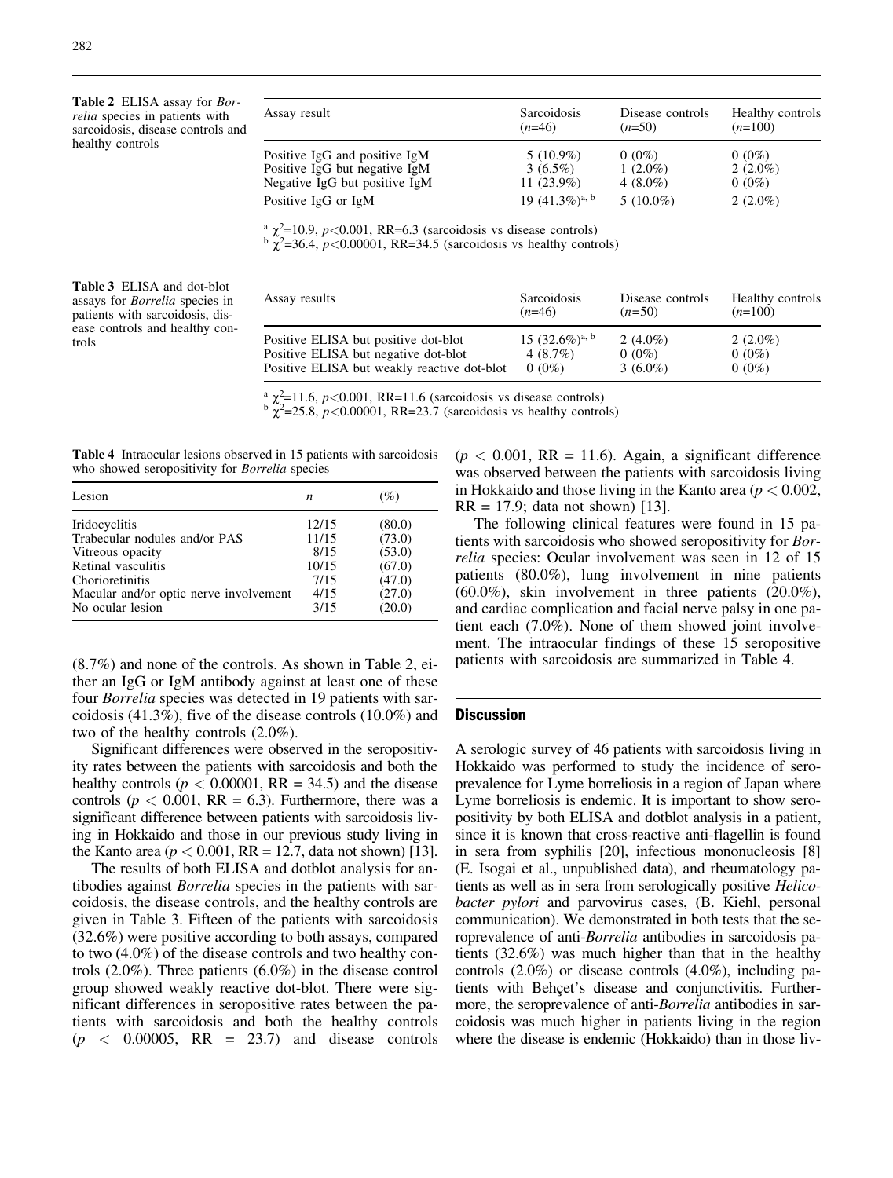**Table 2** ELISA assay for *Borrelia* species in patients with sarcoidosis, disease controls and healthy controls

| Assay result | Sarcoidosis ($n$=46) | Disease controls ($n$=50) | Healthy controls ($n$=100) |
|---|---|---|---|
| Positive IgG and positive IgM | 5 (10.9%) | 0 (0%) | 0 (0%) |
| Positive IgG but negative IgM | 3 (6.5%) | 1 (2.0%) | 2 (2.0%) |
| Negative IgG but positive IgM | 11 (23.9%) | 4 (8.0%) | 0 (0%) |
| Positive IgG or IgM | 19 (41.3%)[a, b] | 5 (10.0%) | 2 (2.0%) |

[a] $\chi^2$=10.9, $p$<0.001, RR=6.3 (sarcoidosis vs disease controls)
[b] $\chi^2$=36.4, $p$<0.00001, RR=34.5 (sarcoidosis vs healthy controls)

**Table 3** ELISA and dot-blot assays for *Borrelia* species in patients with sarcoidosis, disease controls and healthy controls

| Assay results | Sarcoidosis ($n$=46) | Disease controls ($n$=50) | Healthy controls ($n$=100) |
|---|---|---|---|
| Positive ELISA but positive dot-blot | 15 (32.6%)[a, b] | 2 (4.0%) | 2 (2.0%) |
| Positive ELISA but negative dot-blot | 4 (8.7%) | 0 (0%) | 0 (0%) |
| Positive ELISA but weakly reactive dot-blot | 0 (0%) | 3 (6.0%) | 0 (0%) |

[a] $\chi^2$=11.6, $p$<0.001, RR=11.6 (sarcoidosis vs disease controls)
[b] $\chi^2$=25.8, $p$<0.00001, RR=23.7 (sarcoidosis vs healthy controls)

**Table 4** Intraocular lesions observed in 15 patients with sarcoidosis who showed seropositivity for *Borrelia* species

| Lesion | $n$ | (%) |
|---|---|---|
| Iridocyclitis | 12/15 | (80.0) |
| Trabecular nodules and/or PAS | 11/15 | (73.0) |
| Vitreous opacity | 8/15 | (53.0) |
| Retinal vasculitis | 10/15 | (67.0) |
| Chorioretinitis | 7/15 | (47.0) |
| Macular and/or optic nerve involvement | 4/15 | (27.0) |
| No ocular lesion | 3/15 | (20.0) |

(8.7%) and none of the controls. As shown in Table 2, either an IgG or IgM antibody against at least one of these four *Borrelia* species was detected in 19 patients with sarcoidosis (41.3%), five of the disease controls (10.0%) and two of the healthy controls (2.0%).

Significant differences were observed in the seropositivity rates between the patients with sarcoidosis and both the healthy controls ($p < 0.00001$, RR = 34.5) and the disease controls ($p < 0.001$, RR = 6.3). Furthermore, there was a significant difference between patients with sarcoidosis living in Hokkaido and those in our previous study living in the Kanto area ($p < 0.001$, RR = 12.7, data not shown) [13].

The results of both ELISA and dotblot analysis for antibodies against *Borrelia* species in the patients with sarcoidosis, the disease controls, and the healthy controls are given in Table 3. Fifteen of the patients with sarcoidosis (32.6%) were positive according to both assays, compared to two (4.0%) of the disease controls and two healthy controls (2.0%). Three patients (6.0%) in the disease control group showed weakly reactive dot-blot. There were significant differences in seropositive rates between the patients with sarcoidosis and both the healthy controls ($p < 0.00005$, RR = 23.7) and disease controls ($p < 0.001$, RR = 11.6). Again, a significant difference was observed between the patients with sarcoidosis living in Hokkaido and those living in the Kanto area ($p < 0.002$, RR = 17.9; data not shown) [13].

The following clinical features were found in 15 patients with sarcoidosis who showed seropositivity for *Borrelia* species: Ocular involvement was seen in 12 of 15 patients (80.0%), lung involvement in nine patients (60.0%), skin involvement in three patients (20.0%), and cardiac complication and facial nerve palsy in one patient each (7.0%). None of them showed joint involvement. The intraocular findings of these 15 seropositive patients with sarcoidosis are summarized in Table 4.

## Discussion

A serologic survey of 46 patients with sarcoidosis living in Hokkaido was performed to study the incidence of seroprevalence for Lyme borreliosis in a region of Japan where Lyme borreliosis is endemic. It is important to show seropositivity by both ELISA and dotblot analysis in a patient, since it is known that cross-reactive anti-flagellin is found in sera from syphilis [20], infectious mononucleosis [8] (E. Isogai et al., unpublished data), and rheumatology patients as well as in sera from serologically positive *Helicobacter pylori* and parvovirus cases, (B. Kiehl, personal communication). We demonstrated in both tests that the seroprevalence of anti-*Borrelia* antibodies in sarcoidosis patients (32.6%) was much higher than that in the healthy controls (2.0%) or disease controls (4.0%), including patients with Behçet's disease and conjunctivitis. Furthermore, the seroprevalence of anti-*Borrelia* antibodies in sarcoidosis was much higher in patients living in the region where the disease is endemic (Hokkaido) than in those liv-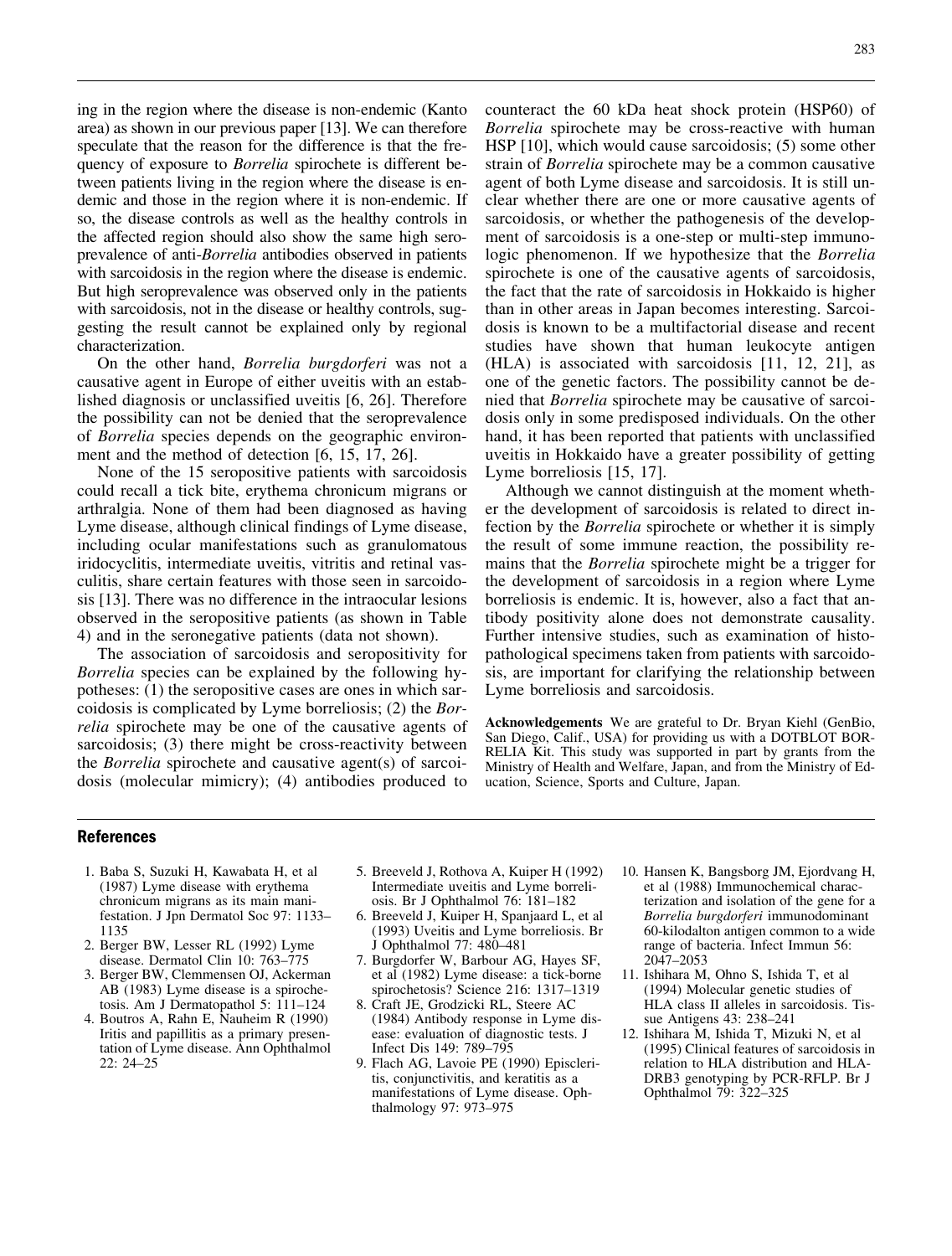ing in the region where the disease is non-endemic (Kanto area) as shown in our previous paper [13]. We can therefore speculate that the reason for the difference is that the frequency of exposure to *Borrelia* spirochete is different between patients living in the region where the disease is endemic and those in the region where it is non-endemic. If so, the disease controls as well as the healthy controls in the affected region should also show the same high seroprevalence of anti-*Borrelia* antibodies observed in patients with sarcoidosis in the region where the disease is endemic. But high seroprevalence was observed only in the patients with sarcoidosis, not in the disease or healthy controls, suggesting the result cannot be explained only by regional characterization.

On the other hand, *Borrelia burgdorferi* was not a causative agent in Europe of either uveitis with an established diagnosis or unclassified uveitis [6, 26]. Therefore the possibility can not be denied that the seroprevalence of *Borrelia* species depends on the geographic environment and the method of detection [6, 15, 17, 26].

None of the 15 seropositive patients with sarcoidosis could recall a tick bite, erythema chronicum migrans or arthralgia. None of them had been diagnosed as having Lyme disease, although clinical findings of Lyme disease, including ocular manifestations such as granulomatous iridocyclitis, intermediate uveitis, vitritis and retinal vasculitis, share certain features with those seen in sarcoidosis [13]. There was no difference in the intraocular lesions observed in the seropositive patients (as shown in Table 4) and in the seronegative patients (data not shown).

The association of sarcoidosis and seropositivity for *Borrelia* species can be explained by the following hypotheses: (1) the seropositive cases are ones in which sarcoidosis is complicated by Lyme borreliosis; (2) the *Borrelia* spirochete may be one of the causative agents of sarcoidosis; (3) there might be cross-reactivity between the *Borrelia* spirochete and causative agent(s) of sarcoidosis (molecular mimicry); (4) antibodies produced to counteract the 60 kDa heat shock protein (HSP60) of *Borrelia* spirochete may be cross-reactive with human HSP [10], which would cause sarcoidosis; (5) some other strain of *Borrelia* spirochete may be a common causative agent of both Lyme disease and sarcoidosis. It is still unclear whether there are one or more causative agents of sarcoidosis, or whether the pathogenesis of the development of sarcoidosis is a one-step or multi-step immunologic phenomenon. If we hypothesize that the *Borrelia* spirochete is one of the causative agents of sarcoidosis, the fact that the rate of sarcoidosis in Hokkaido is higher than in other areas in Japan becomes interesting. Sarcoidosis is known to be a multifactorial disease and recent studies have shown that human leukocyte antigen (HLA) is associated with sarcoidosis [11, 12, 21], as one of the genetic factors. The possibility cannot be denied that *Borrelia* spirochete may be causative of sarcoidosis only in some predisposed individuals. On the other hand, it has been reported that patients with unclassified uveitis in Hokkaido have a greater possibility of getting Lyme borreliosis [15, 17].

Although we cannot distinguish at the moment whether the development of sarcoidosis is related to direct infection by the *Borrelia* spirochete or whether it is simply the result of some immune reaction, the possibility remains that the *Borrelia* spirochete might be a trigger for the development of sarcoidosis in a region where Lyme borreliosis is endemic. It is, however, also a fact that antibody positivity alone does not demonstrate causality. Further intensive studies, such as examination of histopathological specimens taken from patients with sarcoidosis, are important for clarifying the relationship between Lyme borreliosis and sarcoidosis.

**Acknowledgements** We are grateful to Dr. Bryan Kiehl (GenBio, San Diego, Calif., USA) for providing us with a DOTBLOT BORRELIA Kit. This study was supported in part by grants from the Ministry of Health and Welfare, Japan, and from the Ministry of Education, Science, Sports and Culture, Japan.

## References

1. Baba S, Suzuki H, Kawabata H, et al (1987) Lyme disease with erythema chronicum migrans as its main manifestation. J Jpn Dermatol Soc 97: 1133–1135
2. Berger BW, Lesser RL (1992) Lyme disease. Dermatol Clin 10: 763–775
3. Berger BW, Clemmensen OJ, Ackerman AB (1983) Lyme disease is a spirochetosis. Am J Dermatopathol 5: 111–124
4. Boutros A, Rahn E, Nauheim R (1990) Iritis and papillitis as a primary presentation of Lyme disease. Ann Ophthalmol 22: 24–25
5. Breeveld J, Rothova A, Kuiper H (1992) Intermediate uveitis and Lyme borreliosis. Br J Ophthalmol 76: 181–182
6. Breeveld J, Kuiper H, Spanjaard L, et al (1993) Uveitis and Lyme borreliosis. Br J Ophthalmol 77: 480–481
7. Burgdorfer W, Barbour AG, Hayes SF, et al (1982) Lyme disease: a tick-borne spirochetosis? Science 216: 1317–1319
8. Craft JE, Grodzicki RL, Steere AC (1984) Antibody response in Lyme disease: evaluation of diagnostic tests. J Infect Dis 149: 789–795
9. Flach AG, Lavoie PE (1990) Episcleritis, conjunctivitis, and keratitis as a manifestations of Lyme disease. Ophthalmology 97: 973–975
10. Hansen K, Bangsborg JM, Ejordvang H, et al (1988) Immunochemical characterization and isolation of the gene for a *Borrelia burgdorferi* immunodominant 60-kilodalton antigen common to a wide range of bacteria. Infect Immun 56: 2047–2053
11. Ishihara M, Ohno S, Ishida T, et al (1994) Molecular genetic studies of HLA class II alleles in sarcoidosis. Tissue Antigens 43: 238–241
12. Ishihara M, Ishida T, Mizuki N, et al (1995) Clinical features of sarcoidosis in relation to HLA distribution and HLA-DRB3 genotyping by PCR-RFLP. Br J Ophthalmol 79: 322–325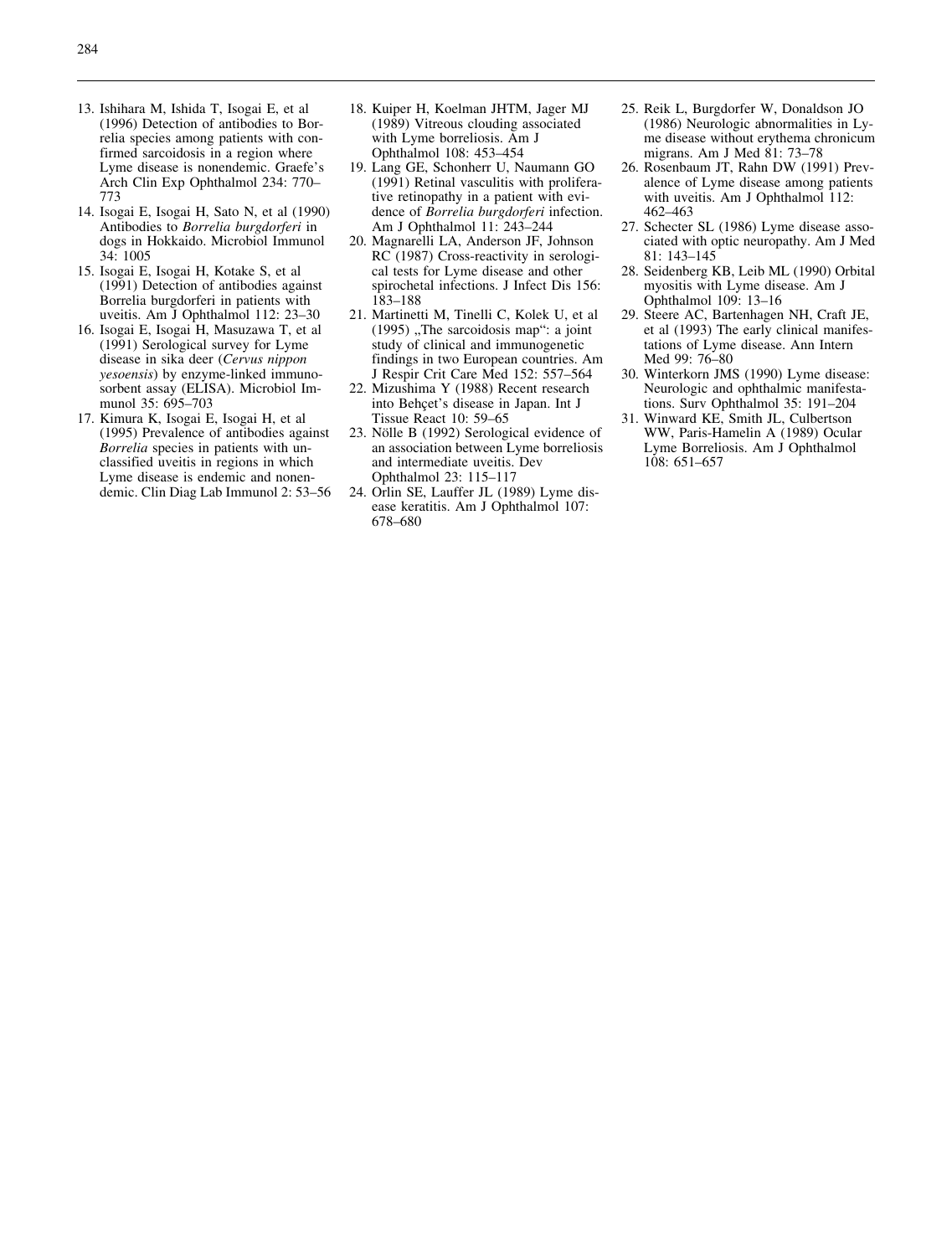13. Ishihara M, Ishida T, Isogai E, et al (1996) Detection of antibodies to Borrelia species among patients with confirmed sarcoidosis in a region where Lyme disease is nonendemic. Graefe's Arch Clin Exp Ophthalmol 234: 770–773
14. Isogai E, Isogai H, Sato N, et al (1990) Antibodies to *Borrelia burgdorferi* in dogs in Hokkaido. Microbiol Immunol 34: 1005
15. Isogai E, Isogai H, Kotake S, et al (1991) Detection of antibodies against Borrelia burgdorferi in patients with uveitis. Am J Ophthalmol 112: 23–30
16. Isogai E, Isogai H, Masuzawa T, et al (1991) Serological survey for Lyme disease in sika deer (*Cervus nippon yesoensis*) by enzyme-linked immunosorbent assay (ELISA). Microbiol Immunol 35: 695–703
17. Kimura K, Isogai E, Isogai H, et al (1995) Prevalence of antibodies against *Borrelia* species in patients with unclassified uveitis in regions in which Lyme disease is endemic and nonendemic. Clin Diag Lab Immunol 2: 53–56
18. Kuiper H, Koelman JHTM, Jager MJ (1989) Vitreous clouding associated with Lyme borreliosis. Am J Ophthalmol 108: 453–454
19. Lang GE, Schonherr U, Naumann GO (1991) Retinal vasculitis with proliferative retinopathy in a patient with evidence of *Borrelia burgdorferi* infection. Am J Ophthalmol 11: 243–244
20. Magnarelli LA, Anderson JF, Johnson RC (1987) Cross-reactivity in serological tests for Lyme disease and other spirochetal infections. J Infect Dis 156: 183–188
21. Martinetti M, Tinelli C, Kolek U, et al (1995) „The sarcoidosis map": a joint study of clinical and immunogenetic findings in two European countries. Am J Respir Crit Care Med 152: 557–564
22. Mizushima Y (1988) Recent research into Behçet's disease in Japan. Int J Tissue React 10: 59–65
23. Nölle B (1992) Serological evidence of an association between Lyme borreliosis and intermediate uveitis. Dev Ophthalmol 23: 115–117
24. Orlin SE, Lauffer JL (1989) Lyme disease keratitis. Am J Ophthalmol 107: 678–680
25. Reik L, Burgdorfer W, Donaldson JO (1986) Neurologic abnormalities in Lyme disease without erythema chronicum migrans. Am J Med 81: 73–78
26. Rosenbaum JT, Rahn DW (1991) Prevalence of Lyme disease among patients with uveitis. Am J Ophthalmol 112: 462–463
27. Schecter SL (1986) Lyme disease associated with optic neuropathy. Am J Med 81: 143–145
28. Seidenberg KB, Leib ML (1990) Orbital myositis with Lyme disease. Am J Ophthalmol 109: 13–16
29. Steere AC, Bartenhagen NH, Craft JE, et al (1993) The early clinical manifestations of Lyme disease. Ann Intern Med 99: 76–80
30. Winterkorn JMS (1990) Lyme disease: Neurologic and ophthalmic manifestations. Surv Ophthalmol 35: 191–204
31. Winward KE, Smith JL, Culbertson WW, Paris-Hamelin A (1989) Ocular Lyme Borreliosis. Am J Ophthalmol 108: 651–657